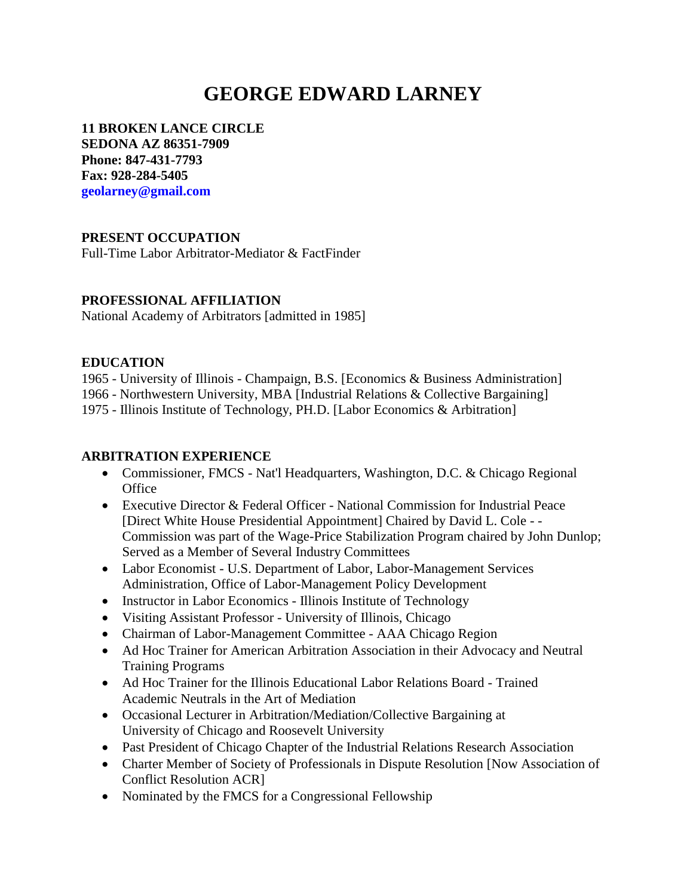# GEORGE EDWARD LARNEY

**11 BROKEN LANCE CIRCLE**
**SEDONA AZ 86351-7909**
**Phone: 847-431-7793**
**Fax: 928-284-5405**
**geolarney@gmail.com**

**PRESENT OCCUPATION**
Full-Time Labor Arbitrator-Mediator & FactFinder

**PROFESSIONAL AFFILIATION**
National Academy of Arbitrators [admitted in 1985]

**EDUCATION**
1965 - University of Illinois - Champaign, B.S. [Economics & Business Administration]
1966 - Northwestern University, MBA [Industrial Relations & Collective Bargaining]
1975 - Illinois Institute of Technology, PH.D. [Labor Economics & Arbitration]

**ARBITRATION EXPERIENCE**

- Commissioner, FMCS - Nat'l Headquarters, Washington, D.C. & Chicago Regional Office
- Executive Director & Federal Officer - National Commission for Industrial Peace [Direct White House Presidential Appointment] Chaired by David L. Cole - - Commission was part of the Wage-Price Stabilization Program chaired by John Dunlop; Served as a Member of Several Industry Committees
- Labor Economist - U.S. Department of Labor, Labor-Management Services Administration, Office of Labor-Management Policy Development
- Instructor in Labor Economics - Illinois Institute of Technology
- Visiting Assistant Professor - University of Illinois, Chicago
- Chairman of Labor-Management Committee - AAA Chicago Region
- Ad Hoc Trainer for American Arbitration Association in their Advocacy and Neutral Training Programs
- Ad Hoc Trainer for the Illinois Educational Labor Relations Board - Trained Academic Neutrals in the Art of Mediation
- Occasional Lecturer in Arbitration/Mediation/Collective Bargaining at University of Chicago and Roosevelt University
- Past President of Chicago Chapter of the Industrial Relations Research Association
- Charter Member of Society of Professionals in Dispute Resolution [Now Association of Conflict Resolution ACR]
- Nominated by the FMCS for a Congressional Fellowship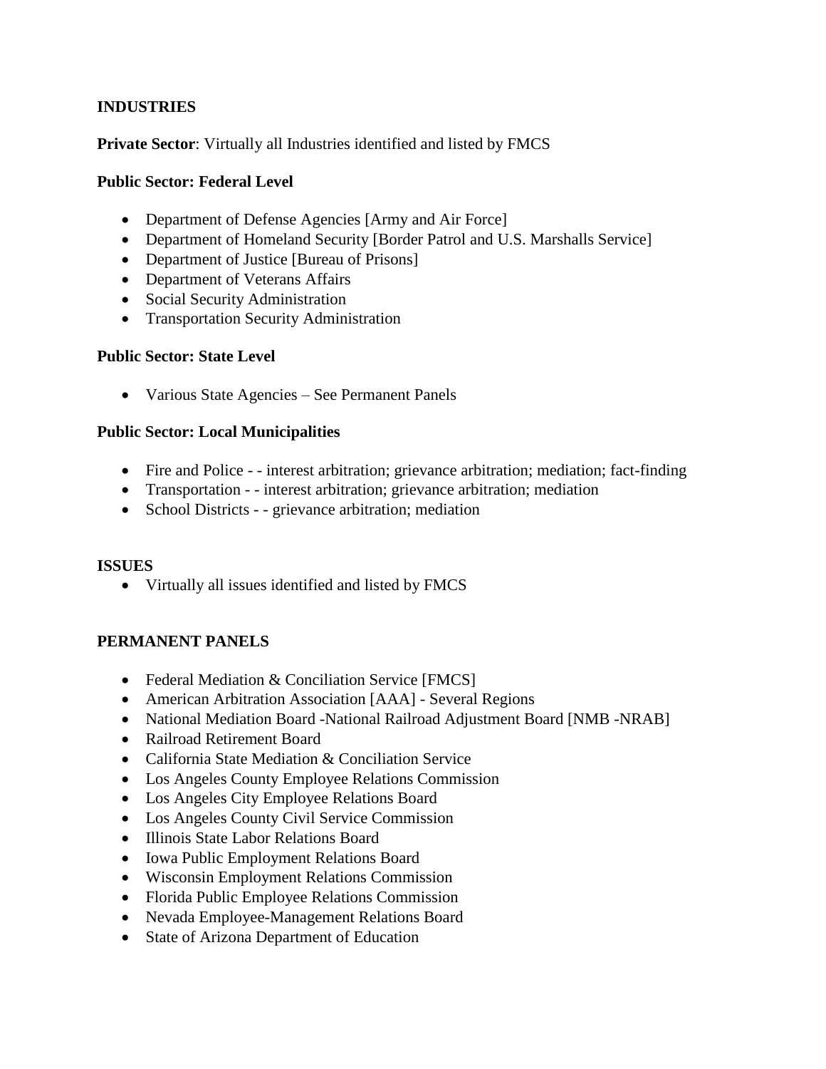## INDUSTRIES

**Private Sector**: Virtually all Industries identified and listed by FMCS

**Public Sector: Federal Level**

- Department of Defense Agencies [Army and Air Force]
- Department of Homeland Security [Border Patrol and U.S. Marshalls Service]
- Department of Justice [Bureau of Prisons]
- Department of Veterans Affairs
- Social Security Administration
- Transportation Security Administration

**Public Sector: State Level**

- Various State Agencies – See Permanent Panels

**Public Sector: Local Municipalities**

- Fire and Police - - interest arbitration; grievance arbitration; mediation; fact-finding
- Transportation - - interest arbitration; grievance arbitration; mediation
- School Districts - - grievance arbitration; mediation

## ISSUES

- Virtually all issues identified and listed by FMCS

## PERMANENT PANELS

- Federal Mediation & Conciliation Service [FMCS]
- American Arbitration Association [AAA] - Several Regions
- National Mediation Board -National Railroad Adjustment Board [NMB -NRAB]
- Railroad Retirement Board
- California State Mediation & Conciliation Service
- Los Angeles County Employee Relations Commission
- Los Angeles City Employee Relations Board
- Los Angeles County Civil Service Commission
- Illinois State Labor Relations Board
- Iowa Public Employment Relations Board
- Wisconsin Employment Relations Commission
- Florida Public Employee Relations Commission
- Nevada Employee-Management Relations Board
- State of Arizona Department of Education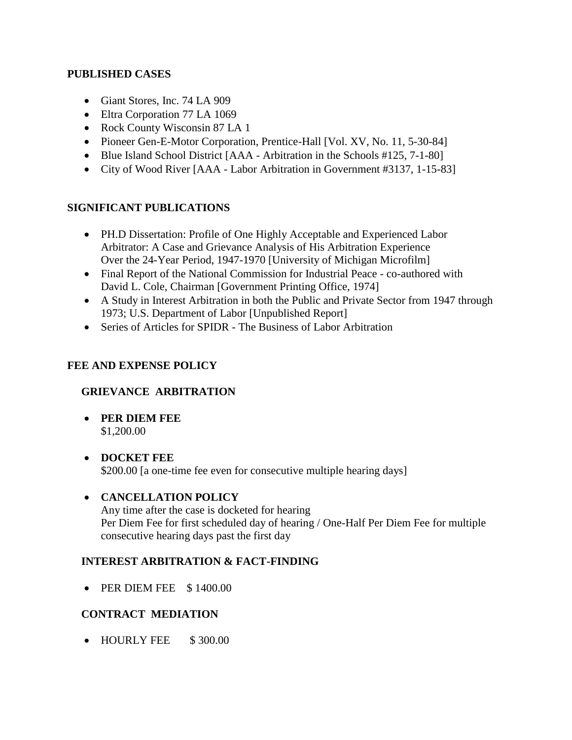## PUBLISHED CASES

- Giant Stores, Inc. 74 LA 909
- Eltra Corporation 77 LA 1069
- Rock County Wisconsin 87 LA 1
- Pioneer Gen-E-Motor Corporation, Prentice-Hall [Vol. XV, No. 11, 5-30-84]
- Blue Island School District [AAA - Arbitration in the Schools #125, 7-1-80]
- City of Wood River [AAA - Labor Arbitration in Government #3137, 1-15-83]

## SIGNIFICANT PUBLICATIONS

- PH.D Dissertation: Profile of One Highly Acceptable and Experienced Labor Arbitrator: A Case and Grievance Analysis of His Arbitration Experience Over the 24-Year Period, 1947-1970 [University of Michigan Microfilm]
- Final Report of the National Commission for Industrial Peace - co-authored with David L. Cole, Chairman [Government Printing Office, 1974]
- A Study in Interest Arbitration in both the Public and Private Sector from 1947 through 1973; U.S. Department of Labor [Unpublished Report]
- Series of Articles for SPIDR - The Business of Labor Arbitration

## FEE AND EXPENSE POLICY

### GRIEVANCE ARBITRATION

- **PER DIEM FEE**
  $1,200.00

- **DOCKET FEE**
  $200.00 [a one-time fee even for consecutive multiple hearing days]

- **CANCELLATION POLICY**
  Any time after the case is docketed for hearing
  Per Diem Fee for first scheduled day of hearing / One-Half Per Diem Fee for multiple consecutive hearing days past the first day

### INTEREST ARBITRATION & FACT-FINDING

- PER DIEM FEE $ 1400.00

### CONTRACT MEDIATION

- HOURLY FEE $ 300.00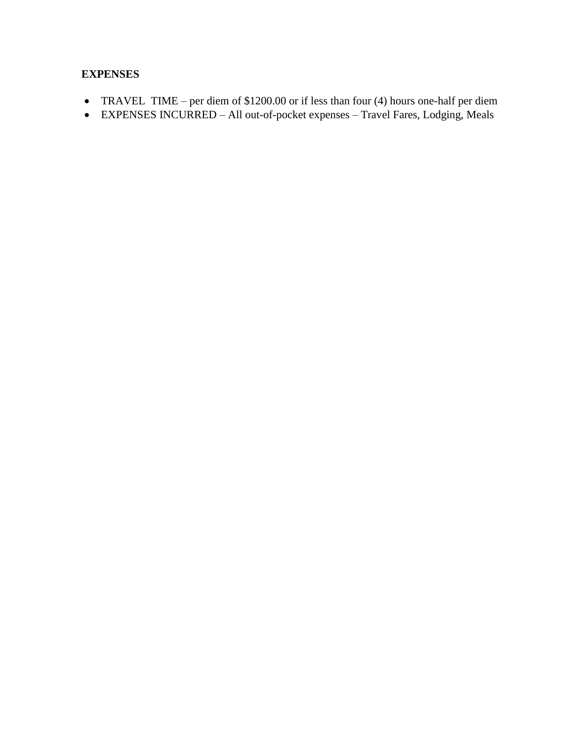**EXPENSES**

- TRAVEL TIME – per diem of $1200.00 or if less than four (4) hours one-half per diem
- EXPENSES INCURRED – All out-of-pocket expenses – Travel Fares, Lodging, Meals